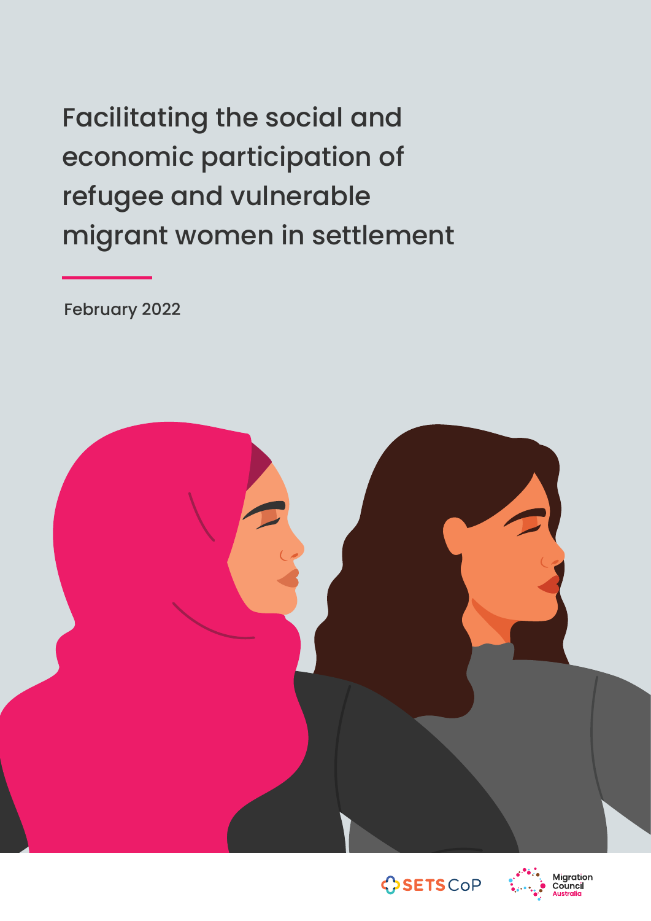# Facilitating the social and economic participation of refugee and vulnerable migrant women in settlement

February 2022

SETS CoP

Migration Council Australia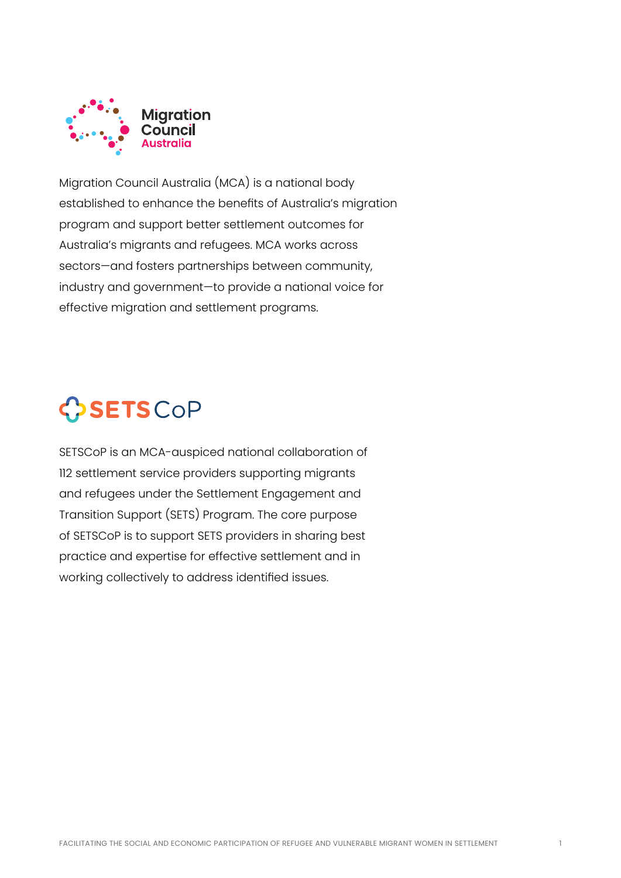Migration Council Australia

Migration Council Australia (MCA) is a national body established to enhance the benefits of Australia's migration program and support better settlement outcomes for Australia's migrants and refugees. MCA works across sectors—and fosters partnerships between community, industry and government—to provide a national voice for effective migration and settlement programs.

SETS CoP

SETSCoP is an MCA-auspiced national collaboration of 112 settlement service providers supporting migrants and refugees under the Settlement Engagement and Transition Support (SETS) Program. The core purpose of SETSCoP is to support SETS providers in sharing best practice and expertise for effective settlement and in working collectively to address identified issues.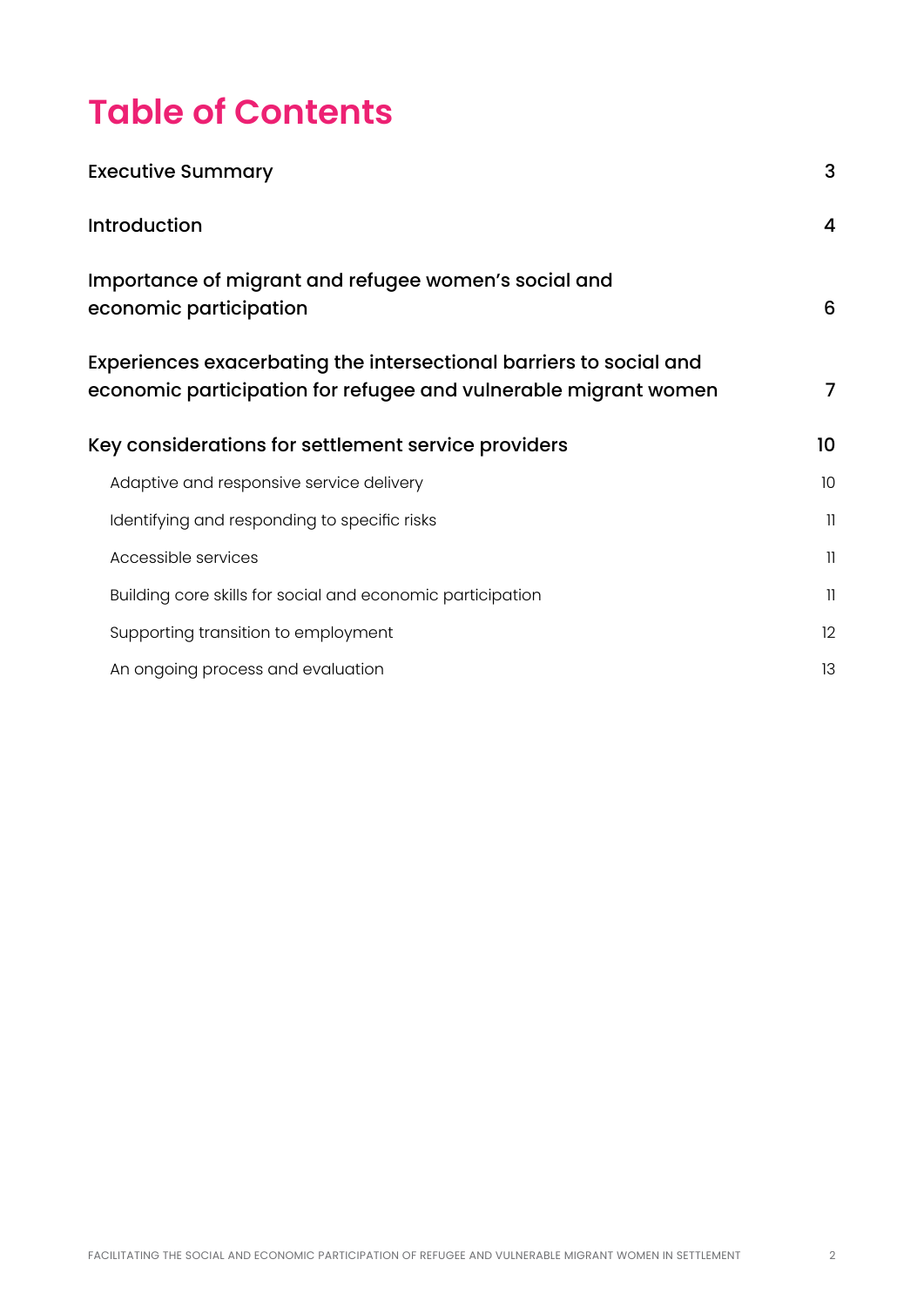# Table of Contents

| | |
|---|---|
| Executive Summary | 3 |
| Introduction | 4 |
| Importance of migrant and refugee women's social and economic participation | 6 |
| Experiences exacerbating the intersectional barriers to social and economic participation for refugee and vulnerable migrant women | 7 |
| Key considerations for settlement service providers | 10 |
| Adaptive and responsive service delivery | 10 |
| Identifying and responding to specific risks | 11 |
| Accessible services | 11 |
| Building core skills for social and economic participation | 11 |
| Supporting transition to employment | 12 |
| An ongoing process and evaluation | 13 |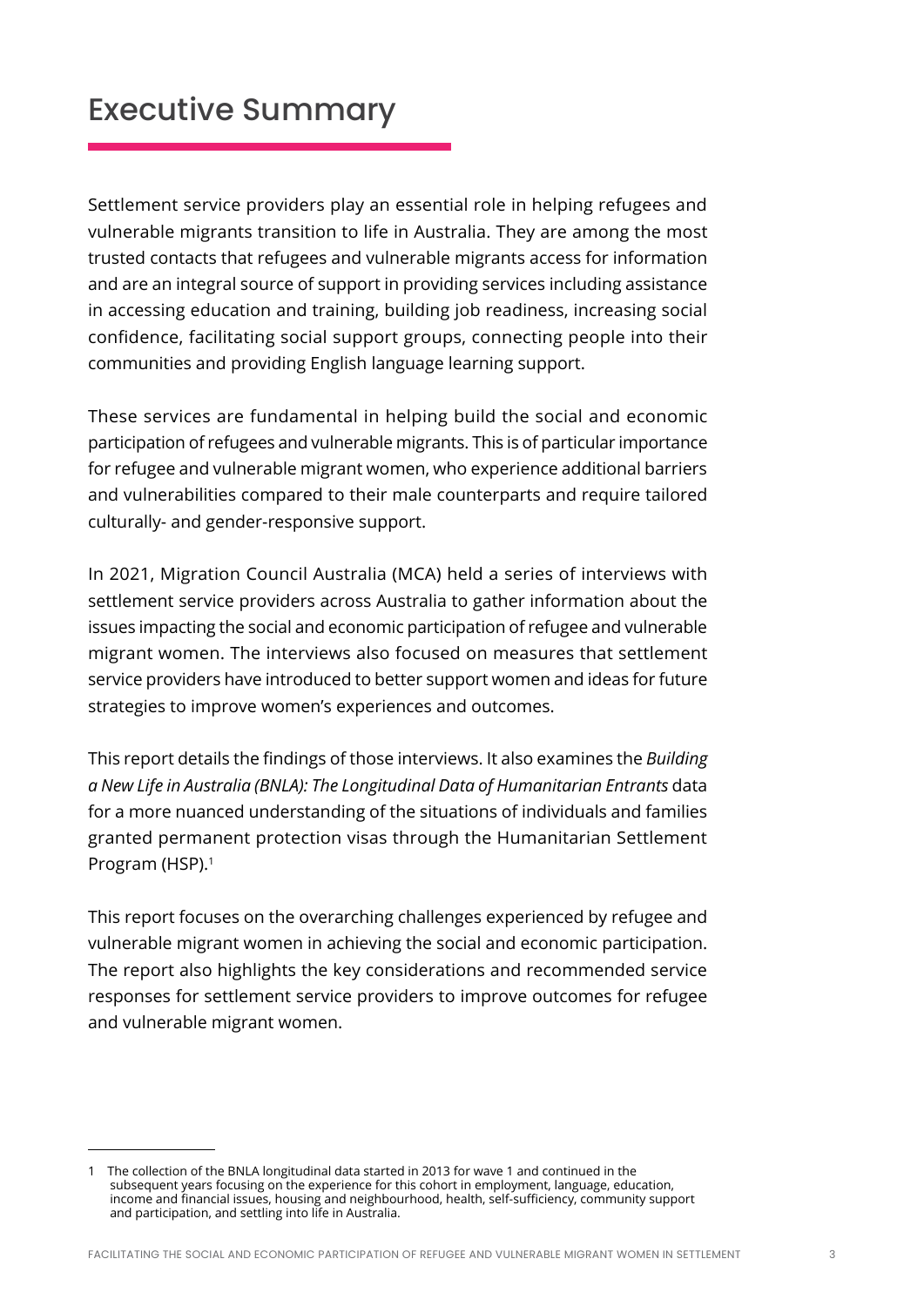# Executive Summary

Settlement service providers play an essential role in helping refugees and vulnerable migrants transition to life in Australia. They are among the most trusted contacts that refugees and vulnerable migrants access for information and are an integral source of support in providing services including assistance in accessing education and training, building job readiness, increasing social confidence, facilitating social support groups, connecting people into their communities and providing English language learning support.

These services are fundamental in helping build the social and economic participation of refugees and vulnerable migrants. This is of particular importance for refugee and vulnerable migrant women, who experience additional barriers and vulnerabilities compared to their male counterparts and require tailored culturally- and gender-responsive support.

In 2021, Migration Council Australia (MCA) held a series of interviews with settlement service providers across Australia to gather information about the issues impacting the social and economic participation of refugee and vulnerable migrant women. The interviews also focused on measures that settlement service providers have introduced to better support women and ideas for future strategies to improve women's experiences and outcomes.

This report details the findings of those interviews. It also examines the *Building a New Life in Australia (BNLA): The Longitudinal Data of Humanitarian Entrants* data for a more nuanced understanding of the situations of individuals and families granted permanent protection visas through the Humanitarian Settlement Program (HSP).[1]

This report focuses on the overarching challenges experienced by refugee and vulnerable migrant women in achieving the social and economic participation. The report also highlights the key considerations and recommended service responses for settlement service providers to improve outcomes for refugee and vulnerable migrant women.

---

1 The collection of the BNLA longitudinal data started in 2013 for wave 1 and continued in the subsequent years focusing on the experience for this cohort in employment, language, education, income and financial issues, housing and neighbourhood, health, self-sufficiency, community support and participation, and settling into life in Australia.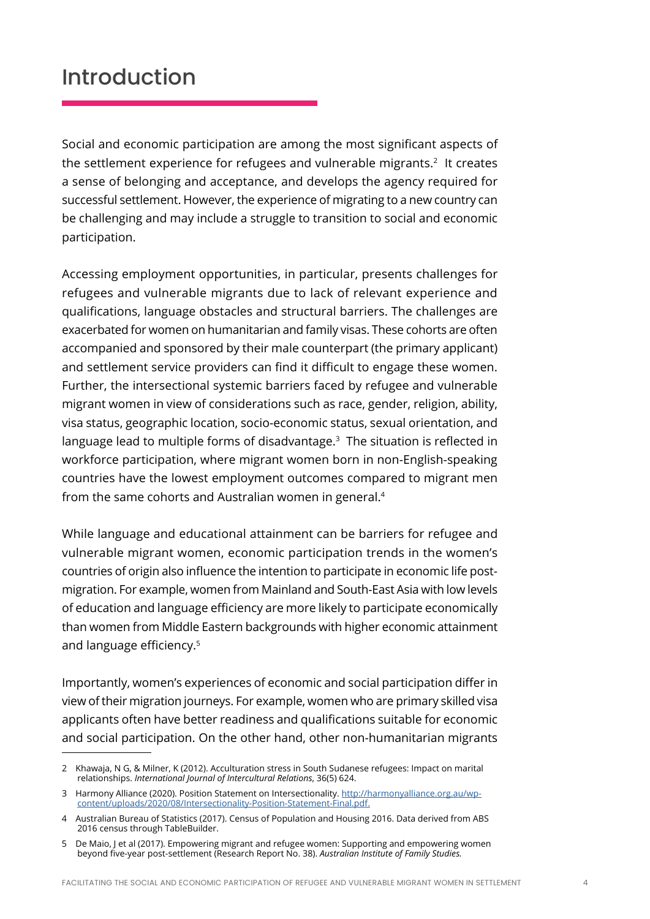# Introduction

Social and economic participation are among the most significant aspects of the settlement experience for refugees and vulnerable migrants.[2] It creates a sense of belonging and acceptance, and develops the agency required for successful settlement. However, the experience of migrating to a new country can be challenging and may include a struggle to transition to social and economic participation.

Accessing employment opportunities, in particular, presents challenges for refugees and vulnerable migrants due to lack of relevant experience and qualifications, language obstacles and structural barriers. The challenges are exacerbated for women on humanitarian and family visas. These cohorts are often accompanied and sponsored by their male counterpart (the primary applicant) and settlement service providers can find it difficult to engage these women. Further, the intersectional systemic barriers faced by refugee and vulnerable migrant women in view of considerations such as race, gender, religion, ability, visa status, geographic location, socio-economic status, sexual orientation, and language lead to multiple forms of disadvantage.[3] The situation is reflected in workforce participation, where migrant women born in non-English-speaking countries have the lowest employment outcomes compared to migrant men from the same cohorts and Australian women in general.[4]

While language and educational attainment can be barriers for refugee and vulnerable migrant women, economic participation trends in the women's countries of origin also influence the intention to participate in economic life post-migration. For example, women from Mainland and South-East Asia with low levels of education and language efficiency are more likely to participate economically than women from Middle Eastern backgrounds with higher economic attainment and language efficiency.[5]

Importantly, women's experiences of economic and social participation differ in view of their migration journeys. For example, women who are primary skilled visa applicants often have better readiness and qualifications suitable for economic and social participation. On the other hand, other non-humanitarian migrants

---

2 Khawaja, N G, & Milner, K (2012). Acculturation stress in South Sudanese refugees: Impact on marital relationships. *International Journal of Intercultural Relations*, 36(5) 624.

3 Harmony Alliance (2020). Position Statement on Intersectionality. http://harmonyalliance.org.au/wp-content/uploads/2020/08/Intersectionality-Position-Statement-Final.pdf.

4 Australian Bureau of Statistics (2017). Census of Population and Housing 2016. Data derived from ABS 2016 census through TableBuilder.

5 De Maio, J et al (2017). Empowering migrant and refugee women: Supporting and empowering women beyond five-year post-settlement (Research Report No. 38). *Australian Institute of Family Studies.*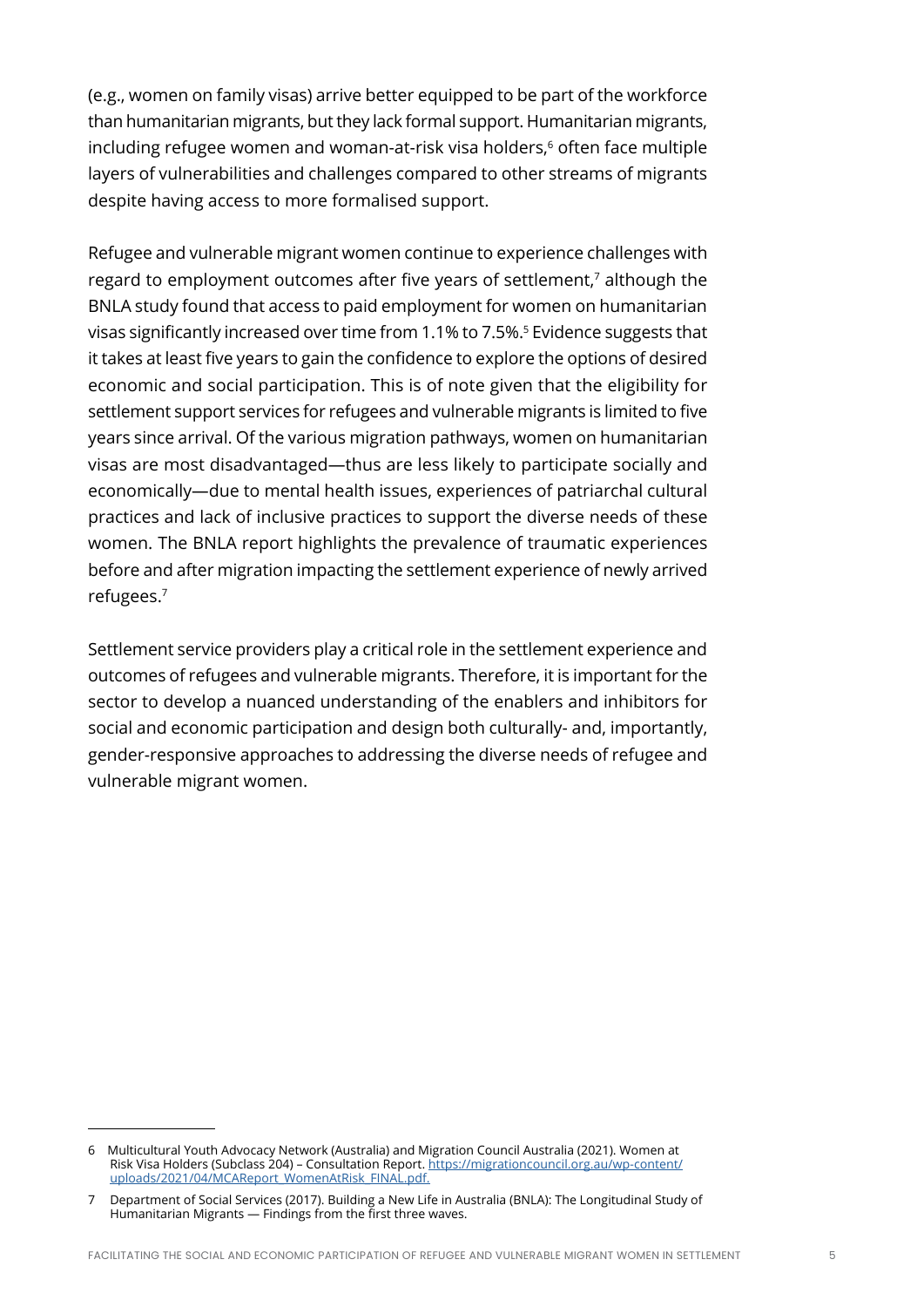(e.g., women on family visas) arrive better equipped to be part of the workforce than humanitarian migrants, but they lack formal support. Humanitarian migrants, including refugee women and woman-at-risk visa holders,[6] often face multiple layers of vulnerabilities and challenges compared to other streams of migrants despite having access to more formalised support.

Refugee and vulnerable migrant women continue to experience challenges with regard to employment outcomes after five years of settlement,[7] although the BNLA study found that access to paid employment for women on humanitarian visas significantly increased over time from 1.1% to 7.5%.[5] Evidence suggests that it takes at least five years to gain the confidence to explore the options of desired economic and social participation. This is of note given that the eligibility for settlement support services for refugees and vulnerable migrants is limited to five years since arrival. Of the various migration pathways, women on humanitarian visas are most disadvantaged—thus are less likely to participate socially and economically—due to mental health issues, experiences of patriarchal cultural practices and lack of inclusive practices to support the diverse needs of these women. The BNLA report highlights the prevalence of traumatic experiences before and after migration impacting the settlement experience of newly arrived refugees.[7]

Settlement service providers play a critical role in the settlement experience and outcomes of refugees and vulnerable migrants. Therefore, it is important for the sector to develop a nuanced understanding of the enablers and inhibitors for social and economic participation and design both culturally- and, importantly, gender-responsive approaches to addressing the diverse needs of refugee and vulnerable migrant women.

---

6 Multicultural Youth Advocacy Network (Australia) and Migration Council Australia (2021). Women at Risk Visa Holders (Subclass 204) – Consultation Report. https://migrationcouncil.org.au/wp-content/uploads/2021/04/MCAReport_WomenAtRisk_FINAL.pdf.

7 Department of Social Services (2017). Building a New Life in Australia (BNLA): The Longitudinal Study of Humanitarian Migrants — Findings from the first three waves.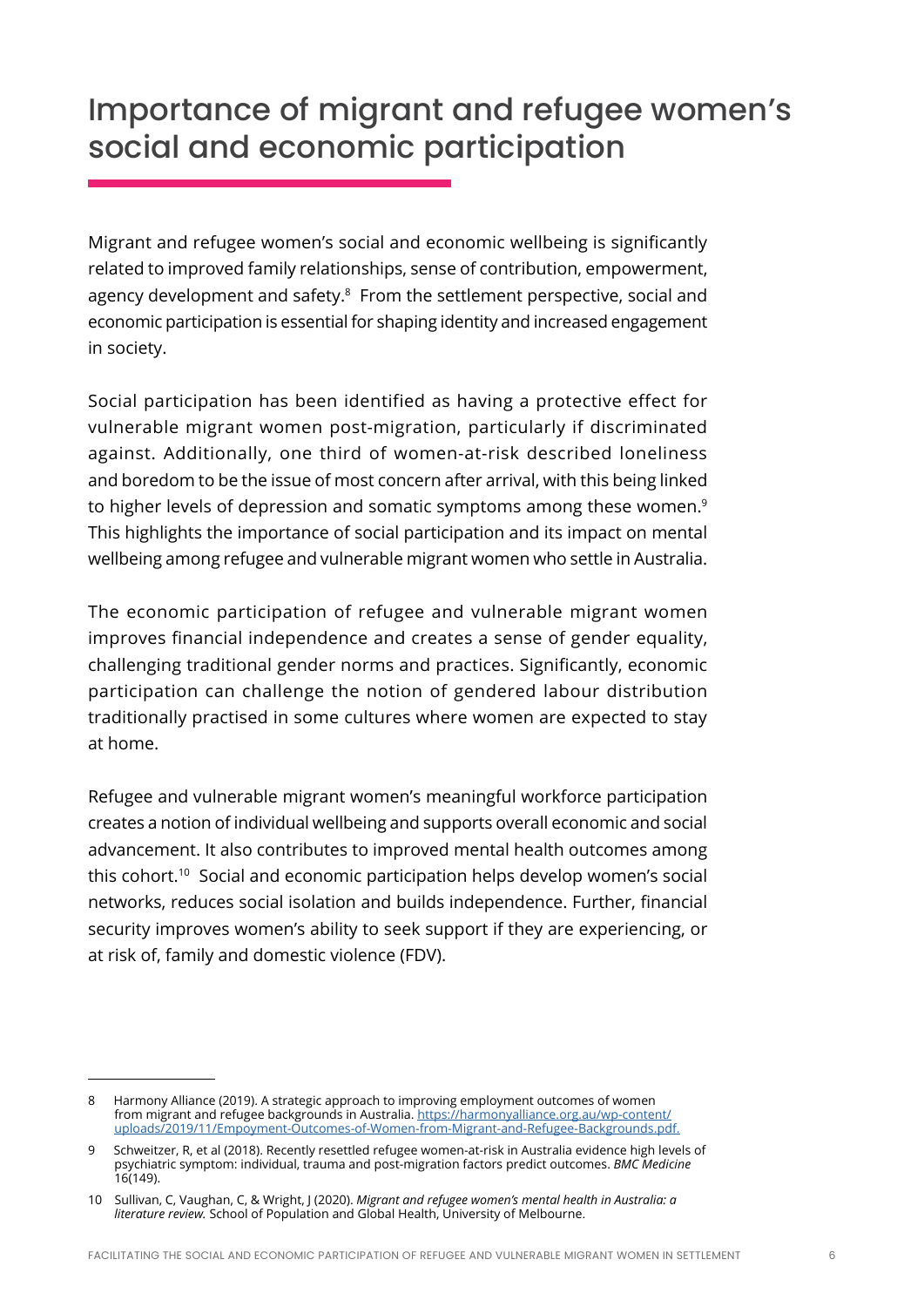# Importance of migrant and refugee women's social and economic participation

Migrant and refugee women's social and economic wellbeing is significantly related to improved family relationships, sense of contribution, empowerment, agency development and safety.[8] From the settlement perspective, social and economic participation is essential for shaping identity and increased engagement in society.

Social participation has been identified as having a protective effect for vulnerable migrant women post-migration, particularly if discriminated against. Additionally, one third of women-at-risk described loneliness and boredom to be the issue of most concern after arrival, with this being linked to higher levels of depression and somatic symptoms among these women.[9] This highlights the importance of social participation and its impact on mental wellbeing among refugee and vulnerable migrant women who settle in Australia.

The economic participation of refugee and vulnerable migrant women improves financial independence and creates a sense of gender equality, challenging traditional gender norms and practices. Significantly, economic participation can challenge the notion of gendered labour distribution traditionally practised in some cultures where women are expected to stay at home.

Refugee and vulnerable migrant women's meaningful workforce participation creates a notion of individual wellbeing and supports overall economic and social advancement. It also contributes to improved mental health outcomes among this cohort.[10] Social and economic participation helps develop women's social networks, reduces social isolation and builds independence. Further, financial security improves women's ability to seek support if they are experiencing, or at risk of, family and domestic violence (FDV).

---

8 Harmony Alliance (2019). A strategic approach to improving employment outcomes of women from migrant and refugee backgrounds in Australia. https://harmonyalliance.org.au/wp-content/uploads/2019/11/Empoyment-Outcomes-of-Women-from-Migrant-and-Refugee-Backgrounds.pdf.

9 Schweitzer, R, et al (2018). Recently resettled refugee women-at-risk in Australia evidence high levels of psychiatric symptom: individual, trauma and post-migration factors predict outcomes. *BMC Medicine* 16(149).

10 Sullivan, C, Vaughan, C, & Wright, J (2020). *Migrant and refugee women's mental health in Australia: a literature review.* School of Population and Global Health, University of Melbourne.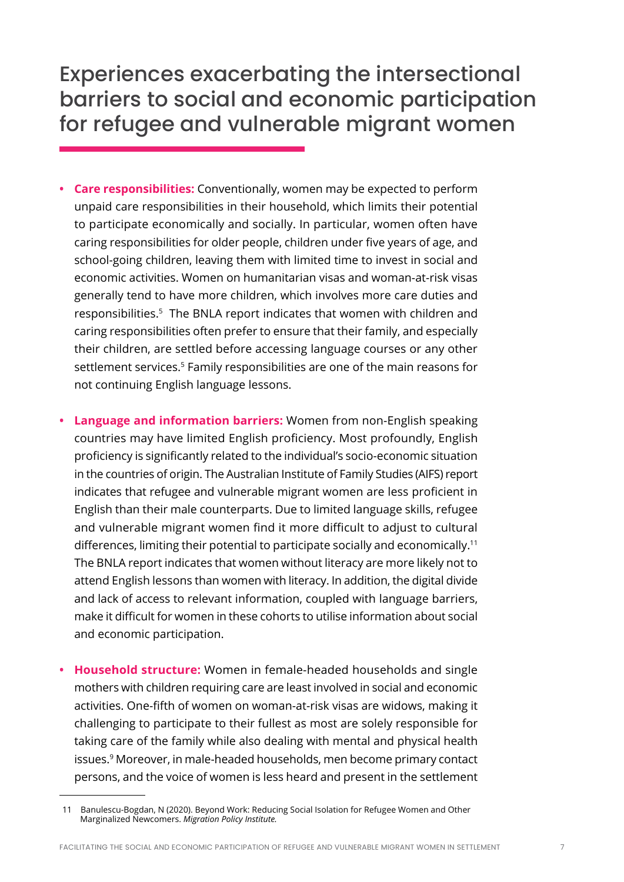# Experiences exacerbating the intersectional barriers to social and economic participation for refugee and vulnerable migrant women

- **Care responsibilities:** Conventionally, women may be expected to perform unpaid care responsibilities in their household, which limits their potential to participate economically and socially. In particular, women often have caring responsibilities for older people, children under five years of age, and school-going children, leaving them with limited time to invest in social and economic activities. Women on humanitarian visas and woman-at-risk visas generally tend to have more children, which involves more care duties and responsibilities.[5] The BNLA report indicates that women with children and caring responsibilities often prefer to ensure that their family, and especially their children, are settled before accessing language courses or any other settlement services.[5] Family responsibilities are one of the main reasons for not continuing English language lessons.

- **Language and information barriers:** Women from non-English speaking countries may have limited English proficiency. Most profoundly, English proficiency is significantly related to the individual's socio-economic situation in the countries of origin. The Australian Institute of Family Studies (AIFS) report indicates that refugee and vulnerable migrant women are less proficient in English than their male counterparts. Due to limited language skills, refugee and vulnerable migrant women find it more difficult to adjust to cultural differences, limiting their potential to participate socially and economically.[11] The BNLA report indicates that women without literacy are more likely not to attend English lessons than women with literacy. In addition, the digital divide and lack of access to relevant information, coupled with language barriers, make it difficult for women in these cohorts to utilise information about social and economic participation.

- **Household structure:** Women in female-headed households and single mothers with children requiring care are least involved in social and economic activities. One-fifth of women on woman-at-risk visas are widows, making it challenging to participate to their fullest as most are solely responsible for taking care of the family while also dealing with mental and physical health issues.[9] Moreover, in male-headed households, men become primary contact persons, and the voice of women is less heard and present in the settlement

---

11 Banulescu-Bogdan, N (2020). Beyond Work: Reducing Social Isolation for Refugee Women and Other Marginalized Newcomers. *Migration Policy Institute.*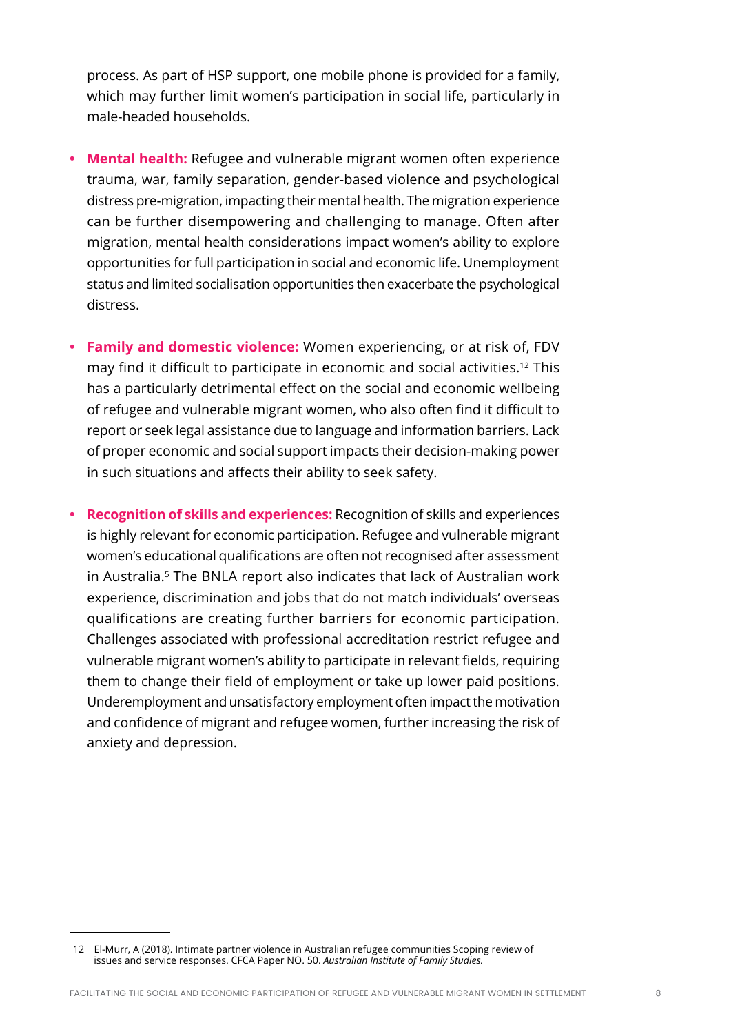process. As part of HSP support, one mobile phone is provided for a family, which may further limit women's participation in social life, particularly in male-headed households.

- **Mental health:** Refugee and vulnerable migrant women often experience trauma, war, family separation, gender-based violence and psychological distress pre-migration, impacting their mental health. The migration experience can be further disempowering and challenging to manage. Often after migration, mental health considerations impact women's ability to explore opportunities for full participation in social and economic life. Unemployment status and limited socialisation opportunities then exacerbate the psychological distress.

- **Family and domestic violence:** Women experiencing, or at risk of, FDV may find it difficult to participate in economic and social activities.[12] This has a particularly detrimental effect on the social and economic wellbeing of refugee and vulnerable migrant women, who also often find it difficult to report or seek legal assistance due to language and information barriers. Lack of proper economic and social support impacts their decision-making power in such situations and affects their ability to seek safety.

- **Recognition of skills and experiences:** Recognition of skills and experiences is highly relevant for economic participation. Refugee and vulnerable migrant women's educational qualifications are often not recognised after assessment in Australia.[5] The BNLA report also indicates that lack of Australian work experience, discrimination and jobs that do not match individuals' overseas qualifications are creating further barriers for economic participation. Challenges associated with professional accreditation restrict refugee and vulnerable migrant women's ability to participate in relevant fields, requiring them to change their field of employment or take up lower paid positions. Underemployment and unsatisfactory employment often impact the motivation and confidence of migrant and refugee women, further increasing the risk of anxiety and depression.

---

12 El-Murr, A (2018). Intimate partner violence in Australian refugee communities Scoping review of issues and service responses. CFCA Paper NO. 50. *Australian Institute of Family Studies.*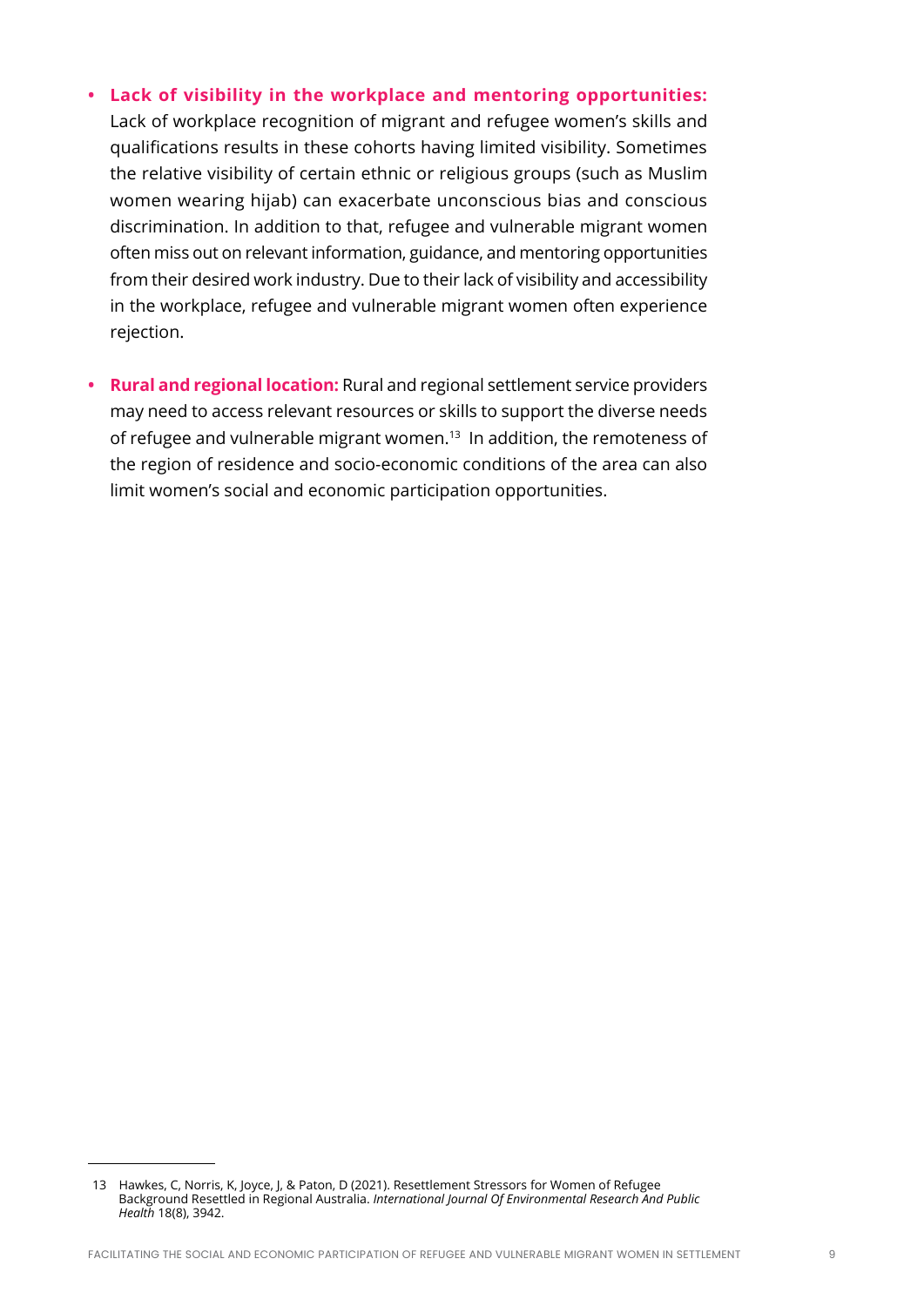- **Lack of visibility in the workplace and mentoring opportunities:** Lack of workplace recognition of migrant and refugee women's skills and qualifications results in these cohorts having limited visibility. Sometimes the relative visibility of certain ethnic or religious groups (such as Muslim women wearing hijab) can exacerbate unconscious bias and conscious discrimination. In addition to that, refugee and vulnerable migrant women often miss out on relevant information, guidance, and mentoring opportunities from their desired work industry. Due to their lack of visibility and accessibility in the workplace, refugee and vulnerable migrant women often experience rejection.

- **Rural and regional location:** Rural and regional settlement service providers may need to access relevant resources or skills to support the diverse needs of refugee and vulnerable migrant women.[13] In addition, the remoteness of the region of residence and socio-economic conditions of the area can also limit women's social and economic participation opportunities.

---

13 Hawkes, C, Norris, K, Joyce, J, & Paton, D (2021). Resettlement Stressors for Women of Refugee Background Resettled in Regional Australia. *International Journal Of Environmental Research And Public Health* 18(8), 3942.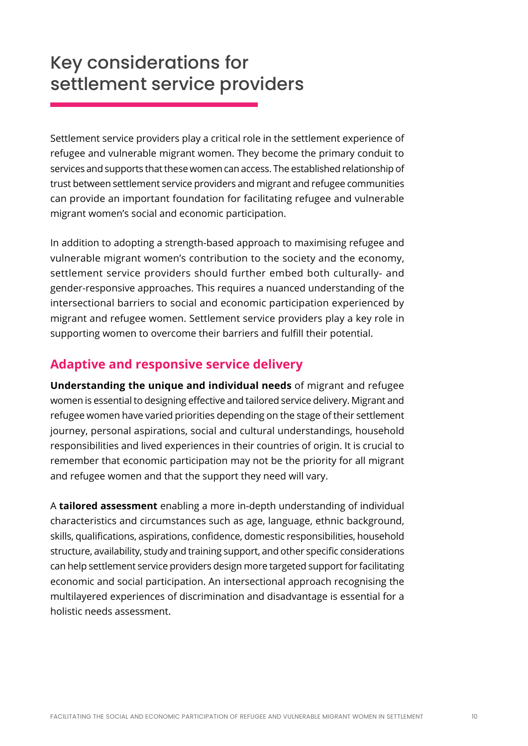# Key considerations for settlement service providers

Settlement service providers play a critical role in the settlement experience of refugee and vulnerable migrant women. They become the primary conduit to services and supports that these women can access. The established relationship of trust between settlement service providers and migrant and refugee communities can provide an important foundation for facilitating refugee and vulnerable migrant women's social and economic participation.

In addition to adopting a strength-based approach to maximising refugee and vulnerable migrant women's contribution to the society and the economy, settlement service providers should further embed both culturally- and gender-responsive approaches. This requires a nuanced understanding of the intersectional barriers to social and economic participation experienced by migrant and refugee women. Settlement service providers play a key role in supporting women to overcome their barriers and fulfill their potential.

## Adaptive and responsive service delivery

**Understanding the unique and individual needs** of migrant and refugee women is essential to designing effective and tailored service delivery. Migrant and refugee women have varied priorities depending on the stage of their settlement journey, personal aspirations, social and cultural understandings, household responsibilities and lived experiences in their countries of origin. It is crucial to remember that economic participation may not be the priority for all migrant and refugee women and that the support they need will vary.

A **tailored assessment** enabling a more in-depth understanding of individual characteristics and circumstances such as age, language, ethnic background, skills, qualifications, aspirations, confidence, domestic responsibilities, household structure, availability, study and training support, and other specific considerations can help settlement service providers design more targeted support for facilitating economic and social participation. An intersectional approach recognising the multilayered experiences of discrimination and disadvantage is essential for a holistic needs assessment.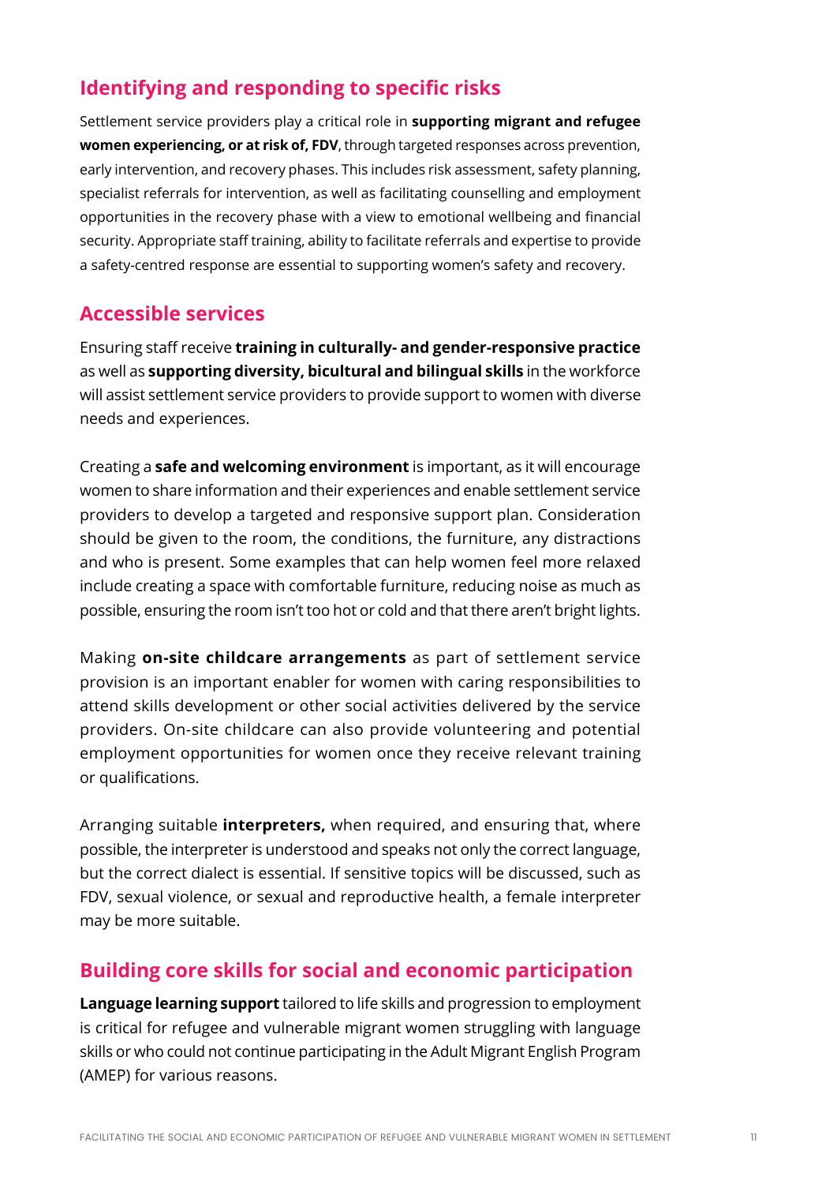## Identifying and responding to specific risks

Settlement service providers play a critical role in **supporting migrant and refugee women experiencing, or at risk of, FDV**, through targeted responses across prevention, early intervention, and recovery phases. This includes risk assessment, safety planning, specialist referrals for intervention, as well as facilitating counselling and employment opportunities in the recovery phase with a view to emotional wellbeing and financial security. Appropriate staff training, ability to facilitate referrals and expertise to provide a safety-centred response are essential to supporting women's safety and recovery.

## Accessible services

Ensuring staff receive **training in culturally- and gender-responsive practice** as well as **supporting diversity, bicultural and bilingual skills** in the workforce will assist settlement service providers to provide support to women with diverse needs and experiences.

Creating a **safe and welcoming environment** is important, as it will encourage women to share information and their experiences and enable settlement service providers to develop a targeted and responsive support plan. Consideration should be given to the room, the conditions, the furniture, any distractions and who is present. Some examples that can help women feel more relaxed include creating a space with comfortable furniture, reducing noise as much as possible, ensuring the room isn't too hot or cold and that there aren't bright lights.

Making **on-site childcare arrangements** as part of settlement service provision is an important enabler for women with caring responsibilities to attend skills development or other social activities delivered by the service providers. On-site childcare can also provide volunteering and potential employment opportunities for women once they receive relevant training or qualifications.

Arranging suitable **interpreters,** when required, and ensuring that, where possible, the interpreter is understood and speaks not only the correct language, but the correct dialect is essential. If sensitive topics will be discussed, such as FDV, sexual violence, or sexual and reproductive health, a female interpreter may be more suitable.

## Building core skills for social and economic participation

**Language learning support** tailored to life skills and progression to employment is critical for refugee and vulnerable migrant women struggling with language skills or who could not continue participating in the Adult Migrant English Program (AMEP) for various reasons.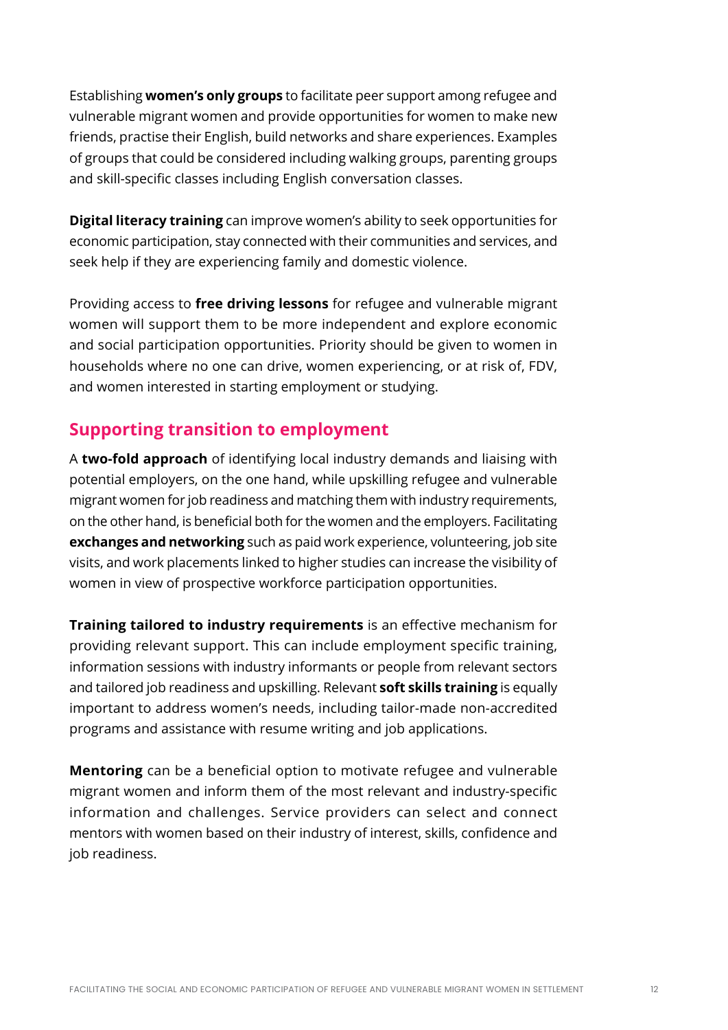Establishing **women's only groups** to facilitate peer support among refugee and vulnerable migrant women and provide opportunities for women to make new friends, practise their English, build networks and share experiences. Examples of groups that could be considered including walking groups, parenting groups and skill-specific classes including English conversation classes.

**Digital literacy training** can improve women's ability to seek opportunities for economic participation, stay connected with their communities and services, and seek help if they are experiencing family and domestic violence.

Providing access to **free driving lessons** for refugee and vulnerable migrant women will support them to be more independent and explore economic and social participation opportunities. Priority should be given to women in households where no one can drive, women experiencing, or at risk of, FDV, and women interested in starting employment or studying.

## Supporting transition to employment

A **two-fold approach** of identifying local industry demands and liaising with potential employers, on the one hand, while upskilling refugee and vulnerable migrant women for job readiness and matching them with industry requirements, on the other hand, is beneficial both for the women and the employers. Facilitating **exchanges and networking** such as paid work experience, volunteering, job site visits, and work placements linked to higher studies can increase the visibility of women in view of prospective workforce participation opportunities.

**Training tailored to industry requirements** is an effective mechanism for providing relevant support. This can include employment specific training, information sessions with industry informants or people from relevant sectors and tailored job readiness and upskilling. Relevant **soft skills training** is equally important to address women's needs, including tailor-made non-accredited programs and assistance with resume writing and job applications.

**Mentoring** can be a beneficial option to motivate refugee and vulnerable migrant women and inform them of the most relevant and industry-specific information and challenges. Service providers can select and connect mentors with women based on their industry of interest, skills, confidence and job readiness.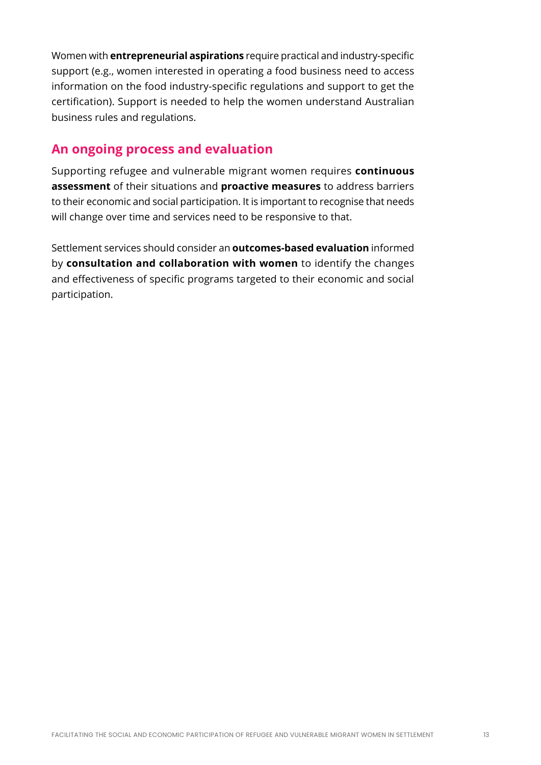Women with **entrepreneurial aspirations** require practical and industry-specific support (e.g., women interested in operating a food business need to access information on the food industry-specific regulations and support to get the certification). Support is needed to help the women understand Australian business rules and regulations.

## An ongoing process and evaluation

Supporting refugee and vulnerable migrant women requires **continuous assessment** of their situations and **proactive measures** to address barriers to their economic and social participation. It is important to recognise that needs will change over time and services need to be responsive to that.

Settlement services should consider an **outcomes-based evaluation** informed by **consultation and collaboration with women** to identify the changes and effectiveness of specific programs targeted to their economic and social participation.